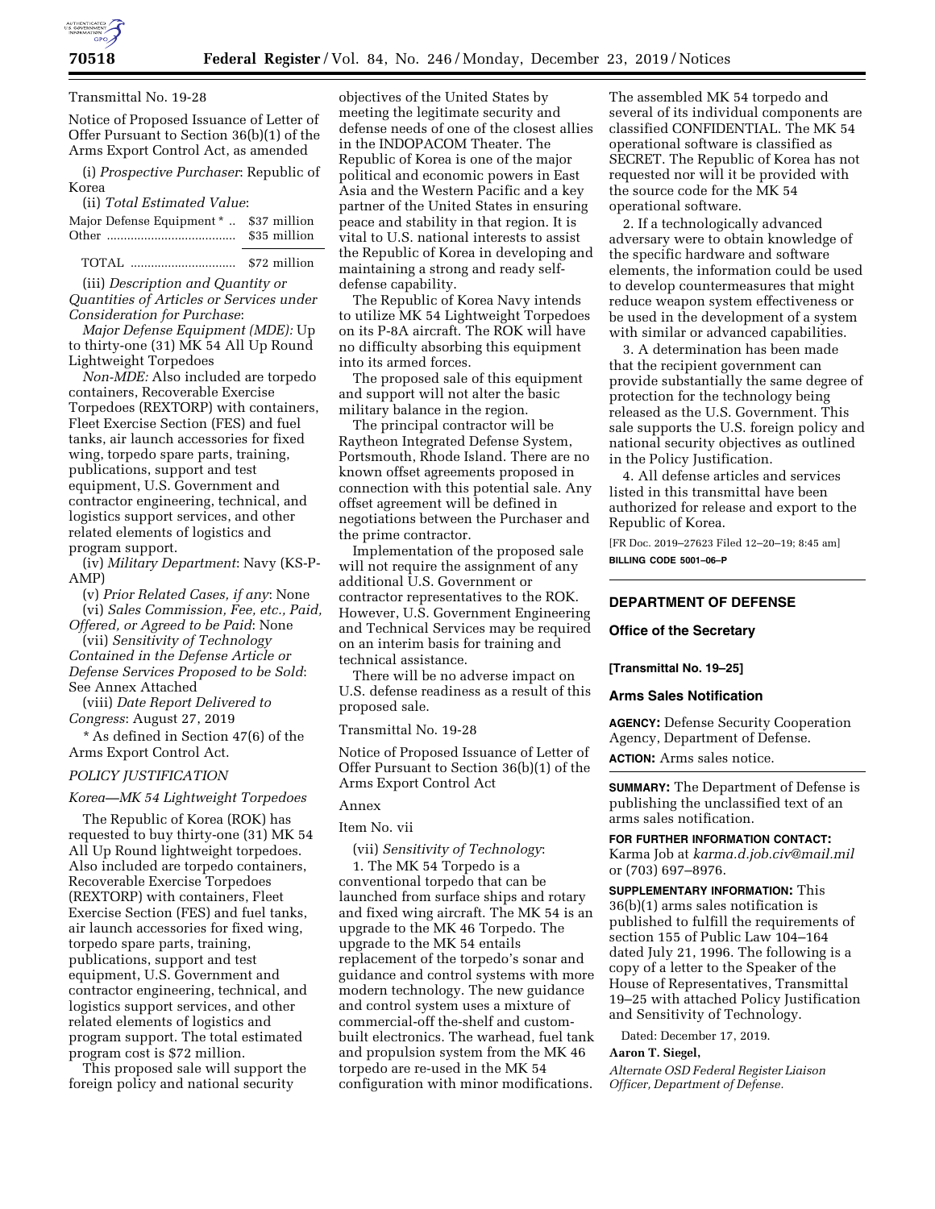Transmittal No. 19-28

Notice of Proposed Issuance of Letter of Offer Pursuant to Section 36(b)(1) of the Arms Export Control Act, as amended

(i) *Prospective Purchaser*: Republic of Korea

(ii) *Total Estimated Value*:

| | |
|---|---|
| Major Defense Equipment * | $37 million |
| Other | $35 million |
| TOTAL | $72 million |

(iii) *Description and Quantity or Quantities of Articles or Services under Consideration for Purchase*:

*Major Defense Equipment (MDE):* Up to thirty-one (31) MK 54 All Up Round Lightweight Torpedoes

*Non-MDE:* Also included are torpedo containers, Recoverable Exercise Torpedoes (REXTORP) with containers, Fleet Exercise Section (FES) and fuel tanks, air launch accessories for fixed wing, torpedo spare parts, training, publications, support and test equipment, U.S. Government and contractor engineering, technical, and logistics support services, and other related elements of logistics and program support.

(iv) *Military Department*: Navy (KS-P-AMP)

(v) *Prior Related Cases, if any*: None

(vi) *Sales Commission, Fee, etc., Paid, Offered, or Agreed to be Paid*: None

(vii) *Sensitivity of Technology Contained in the Defense Article or Defense Services Proposed to be Sold*: See Annex Attached

(viii) *Date Report Delivered to Congress*: August 27, 2019

\* As defined in Section 47(6) of the Arms Export Control Act.

*POLICY JUSTIFICATION*

*Korea—MK 54 Lightweight Torpedoes*

The Republic of Korea (ROK) has requested to buy thirty-one (31) MK 54 All Up Round lightweight torpedoes. Also included are torpedo containers, Recoverable Exercise Torpedoes (REXTORP) with containers, Fleet Exercise Section (FES) and fuel tanks, air launch accessories for fixed wing, torpedo spare parts, training, publications, support and test equipment, U.S. Government and contractor engineering, technical, and logistics support services, and other related elements of logistics and program support. The total estimated program cost is $72 million.

This proposed sale will support the foreign policy and national security objectives of the United States by meeting the legitimate security and defense needs of one of the closest allies in the INDOPACOM Theater. The Republic of Korea is one of the major political and economic powers in East Asia and the Western Pacific and a key partner of the United States in ensuring peace and stability in that region. It is vital to U.S. national interests to assist the Republic of Korea in developing and maintaining a strong and ready self-defense capability.

The Republic of Korea Navy intends to utilize MK 54 Lightweight Torpedoes on its P-8A aircraft. The ROK will have no difficulty absorbing this equipment into its armed forces.

The proposed sale of this equipment and support will not alter the basic military balance in the region.

The principal contractor will be Raytheon Integrated Defense System, Portsmouth, Rhode Island. There are no known offset agreements proposed in connection with this potential sale. Any offset agreement will be defined in negotiations between the Purchaser and the prime contractor.

Implementation of the proposed sale will not require the assignment of any additional U.S. Government or contractor representatives to the ROK. However, U.S. Government Engineering and Technical Services may be required on an interim basis for training and technical assistance.

There will be no adverse impact on U.S. defense readiness as a result of this proposed sale.

Transmittal No. 19-28

Notice of Proposed Issuance of Letter of Offer Pursuant to Section 36(b)(1) of the Arms Export Control Act

Annex

Item No. vii

(vii) *Sensitivity of Technology*:

1. The MK 54 Torpedo is a conventional torpedo that can be launched from surface ships and rotary and fixed wing aircraft. The MK 54 is an upgrade to the MK 46 Torpedo. The upgrade to the MK 54 entails replacement of the torpedo's sonar and guidance and control systems with more modern technology. The new guidance and control system uses a mixture of commercial-off the-shelf and custom-built electronics. The warhead, fuel tank and propulsion system from the MK 46 torpedo are re-used in the MK 54 configuration with minor modifications. The assembled MK 54 torpedo and several of its individual components are classified CONFIDENTIAL. The MK 54 operational software is classified as SECRET. The Republic of Korea has not requested nor will it be provided with the source code for the MK 54 operational software.

2. If a technologically advanced adversary were to obtain knowledge of the specific hardware and software elements, the information could be used to develop countermeasures that might reduce weapon system effectiveness or be used in the development of a system with similar or advanced capabilities.

3. A determination has been made that the recipient government can provide substantially the same degree of protection for the technology being released as the U.S. Government. This sale supports the U.S. foreign policy and national security objectives as outlined in the Policy Justification.

4. All defense articles and services listed in this transmittal have been authorized for release and export to the Republic of Korea.

[FR Doc. 2019–27623 Filed 12–20–19; 8:45 am]

**BILLING CODE 5001–06–P**

## DEPARTMENT OF DEFENSE

### Office of the Secretary

**[Transmittal No. 19–25]**

### Arms Sales Notification

**AGENCY:** Defense Security Cooperation Agency, Department of Defense.

**ACTION:** Arms sales notice.

**SUMMARY:** The Department of Defense is publishing the unclassified text of an arms sales notification.

**FOR FURTHER INFORMATION CONTACT:** Karma Job at *karma.d.job.civ@mail.mil* or (703) 697–8976.

**SUPPLEMENTARY INFORMATION:** This 36(b)(1) arms sales notification is published to fulfill the requirements of section 155 of Public Law 104–164 dated July 21, 1996. The following is a copy of a letter to the Speaker of the House of Representatives, Transmittal 19–25 with attached Policy Justification and Sensitivity of Technology.

Dated: December 17, 2019.

**Aaron T. Siegel,**

*Alternate OSD Federal Register Liaison Officer, Department of Defense.*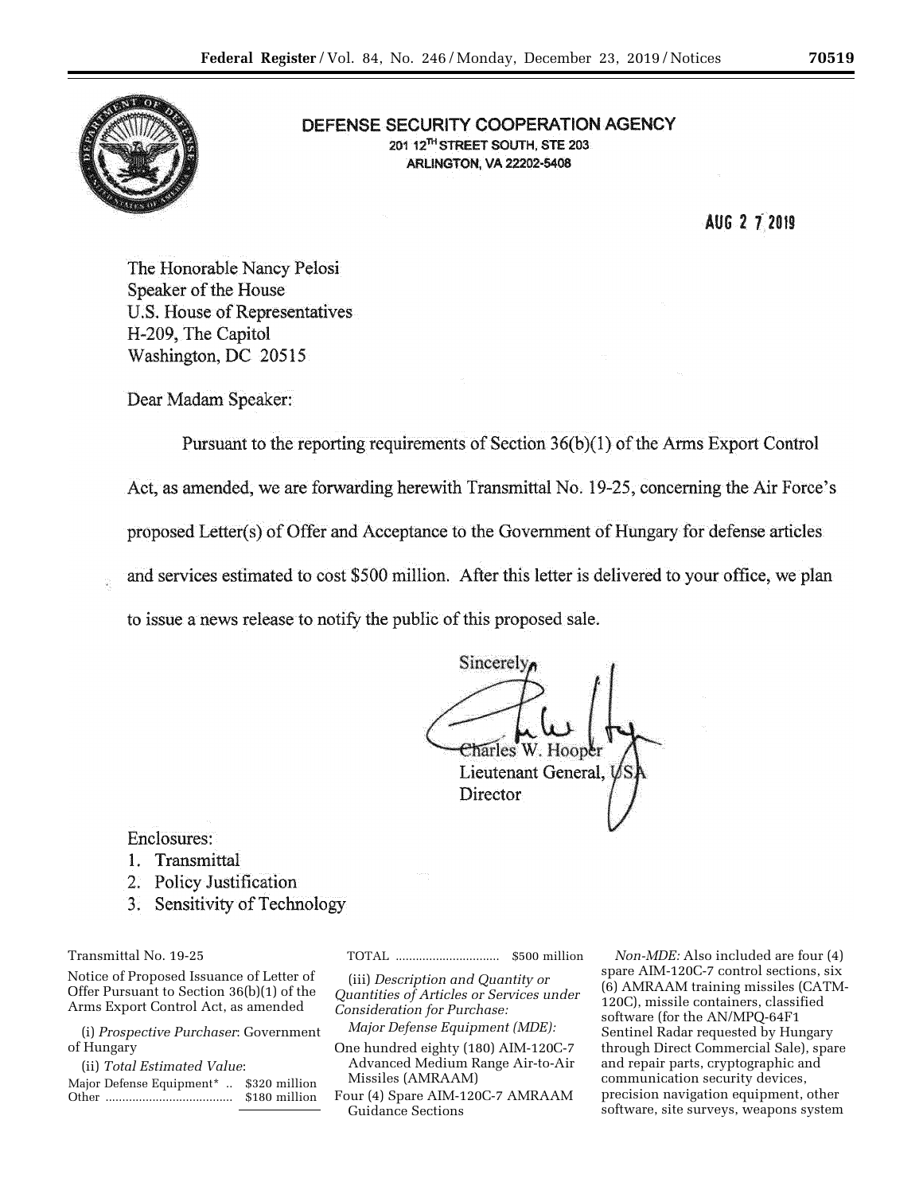DEFENSE SECURITY COOPERATION AGENCY
201 12TH STREET SOUTH, STE 203
ARLINGTON, VA 22202-5408

AUG 27 2019

The Honorable Nancy Pelosi
Speaker of the House
U.S. House of Representatives
H-209, The Capitol
Washington, DC 20515

Dear Madam Speaker:

Pursuant to the reporting requirements of Section 36(b)(1) of the Arms Export Control Act, as amended, we are forwarding herewith Transmittal No. 19-25, concerning the Air Force's proposed Letter(s) of Offer and Acceptance to the Government of Hungary for defense articles and services estimated to cost $500 million. After this letter is delivered to your office, we plan to issue a news release to notify the public of this proposed sale.

Sincerely,

Charles W. Hooper
Lieutenant General, USA
Director

Enclosures:
1. Transmittal
2. Policy Justification
3. Sensitivity of Technology

Transmittal No. 19-25

Notice of Proposed Issuance of Letter of Offer Pursuant to Section 36(b)(1) of the Arms Export Control Act, as amended

(i) *Prospective Purchaser*: Government of Hungary

(ii) *Total Estimated Value*:

| | |
|---|---|
| Major Defense Equipment* | $320 million |
| Other | $180 million |
| TOTAL | $500 million |

(iii) *Description and Quantity or Quantities of Articles or Services under Consideration for Purchase:*

*Major Defense Equipment (MDE):*

One hundred eighty (180) AIM-120C-7 Advanced Medium Range Air-to-Air Missiles (AMRAAM)
Four (4) Spare AIM-120C-7 AMRAAM Guidance Sections

*Non-MDE:* Also included are four (4) spare AIM-120C-7 control sections, six (6) AMRAAM training missiles (CATM-120C), missile containers, classified software (for the AN/MPQ-64F1 Sentinel Radar requested by Hungary through Direct Commercial Sale), spare and repair parts, cryptographic and communication security devices, precision navigation equipment, other software, site surveys, weapons system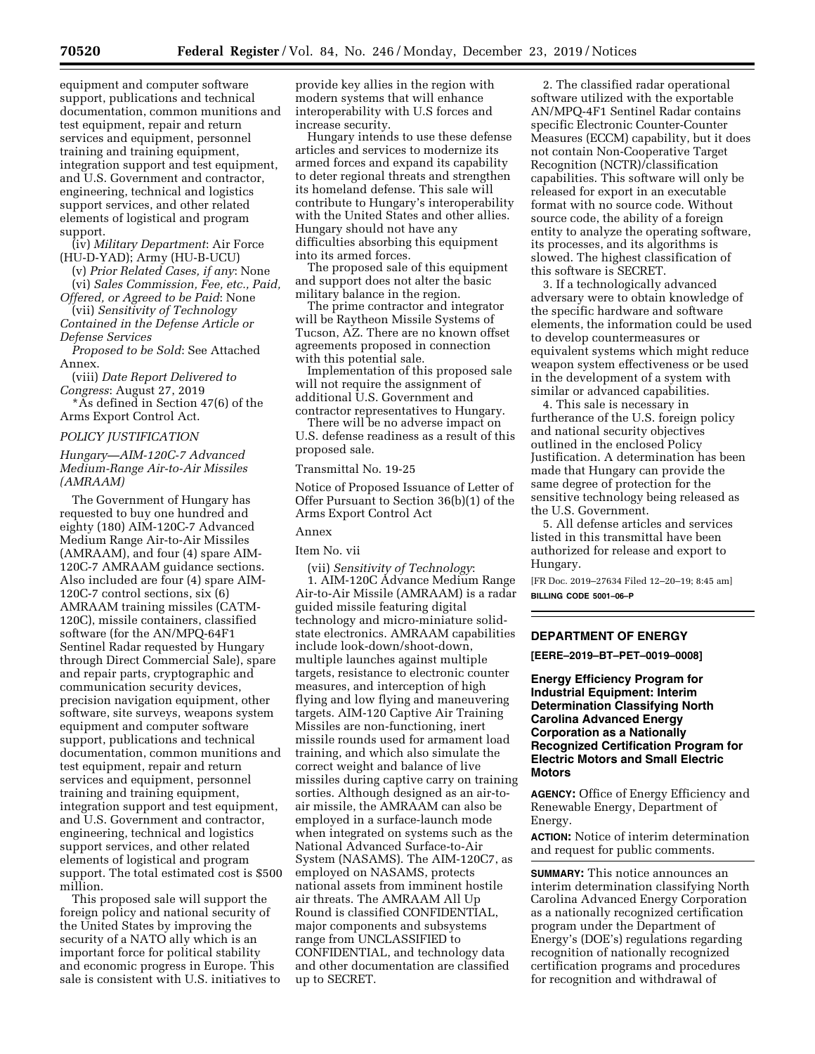equipment and computer software support, publications and technical documentation, common munitions and test equipment, repair and return services and equipment, personnel training and training equipment, integration support and test equipment, and U.S. Government and contractor, engineering, technical and logistics support services, and other related elements of logistical and program support.

(iv) *Military Department*: Air Force (HU-D-YAD); Army (HU-B-UCU)

(v) *Prior Related Cases, if any*: None

(vi) *Sales Commission, Fee, etc., Paid, Offered, or Agreed to be Paid*: None

(vii) *Sensitivity of Technology Contained in the Defense Article or Defense Services Proposed to be Sold*: See Attached Annex.

(viii) *Date Report Delivered to Congress*: August 27, 2019

*As defined in Section 47(6) of the Arms Export Control Act.

## POLICY JUSTIFICATION

*Hungary—AIM-120C-7 Advanced Medium-Range Air-to-Air Missiles (AMRAAM)*

The Government of Hungary has requested to buy one hundred and eighty (180) AIM-120C-7 Advanced Medium Range Air-to-Air Missiles (AMRAAM), and four (4) spare AIM-120C-7 AMRAAM guidance sections. Also included are four (4) spare AIM-120C-7 control sections, six (6) AMRAAM training missiles (CATM-120C), missile containers, classified software (for the AN/MPQ-64F1 Sentinel Radar requested by Hungary through Direct Commercial Sale), spare and repair parts, cryptographic and communication security devices, precision navigation equipment, other software, site surveys, weapons system equipment and computer software support, publications and technical documentation, common munitions and test equipment, repair and return services and equipment, personnel training and training equipment, integration support and test equipment, and U.S. Government and contractor, engineering, technical and logistics support services, and other related elements of logistical and program support. The total estimated cost is $500 million.

This proposed sale will support the foreign policy and national security of the United States by improving the security of a NATO ally which is an important force for political stability and economic progress in Europe. This sale is consistent with U.S. initiatives to provide key allies in the region with modern systems that will enhance interoperability with U.S forces and increase security.

Hungary intends to use these defense articles and services to modernize its armed forces and expand its capability to deter regional threats and strengthen its homeland defense. This sale will contribute to Hungary's interoperability with the United States and other allies. Hungary should not have any difficulties absorbing this equipment into its armed forces.

The proposed sale of this equipment and support does not alter the basic military balance in the region.

The prime contractor and integrator will be Raytheon Missile Systems of Tucson, AZ. There are no known offset agreements proposed in connection with this potential sale.

Implementation of this proposed sale will not require the assignment of additional U.S. Government and contractor representatives to Hungary.

There will be no adverse impact on U.S. defense readiness as a result of this proposed sale.

Transmittal No. 19-25

Notice of Proposed Issuance of Letter of Offer Pursuant to Section 36(b)(1) of the Arms Export Control Act

Annex

Item No. vii

(vii) *Sensitivity of Technology*:

1. AIM-120C Advance Medium Range Air-to-Air Missile (AMRAAM) is a radar guided missile featuring digital technology and micro-miniature solid-state electronics. AMRAAM capabilities include look-down/shoot-down, multiple launches against multiple targets, resistance to electronic counter measures, and interception of high flying and low flying and maneuvering targets. AIM-120 Captive Air Training Missiles are non-functioning, inert missile rounds used for armament load training, and which also simulate the correct weight and balance of live missiles during captive carry on training sorties. Although designed as an air-to-air missile, the AMRAAM can also be employed in a surface-launch mode when integrated on systems such as the National Advanced Surface-to-Air System (NASAMS). The AIM-120C7, as employed on NASAMS, protects national assets from imminent hostile air threats. The AMRAAM All Up Round is classified CONFIDENTIAL, major components and subsystems range from UNCLASSIFIED to CONFIDENTIAL, and technology data and other documentation are classified up to SECRET.

2. The classified radar operational software utilized with the exportable AN/MPQ-4F1 Sentinel Radar contains specific Electronic Counter-Counter Measures (ECCM) capability, but it does not contain Non-Cooperative Target Recognition (NCTR)/classification capabilities. This software will only be released for export in an executable format with no source code. Without source code, the ability of a foreign entity to analyze the operating software, its processes, and its algorithms is slowed. The highest classification of this software is SECRET.

3. If a technologically advanced adversary were to obtain knowledge of the specific hardware and software elements, the information could be used to develop countermeasures or equivalent systems which might reduce weapon system effectiveness or be used in the development of a system with similar or advanced capabilities.

4. This sale is necessary in furtherance of the U.S. foreign policy and national security objectives outlined in the enclosed Policy Justification. A determination has been made that Hungary can provide the same degree of protection for the sensitive technology being released as the U.S. Government.

5. All defense articles and services listed in this transmittal have been authorized for release and export to Hungary.

[FR Doc. 2019–27634 Filed 12–20–19; 8:45 am]

**BILLING CODE 5001–06–P**

## DEPARTMENT OF ENERGY

**[EERE–2019–BT–PET–0019–0008]**

### Energy Efficiency Program for Industrial Equipment: Interim Determination Classifying North Carolina Advanced Energy Corporation as a Nationally Recognized Certification Program for Electric Motors and Small Electric Motors

**AGENCY:** Office of Energy Efficiency and Renewable Energy, Department of Energy.

**ACTION:** Notice of interim determination and request for public comments.

**SUMMARY:** This notice announces an interim determination classifying North Carolina Advanced Energy Corporation as a nationally recognized certification program under the Department of Energy's (DOE's) regulations regarding recognition of nationally recognized certification programs and procedures for recognition and withdrawal of